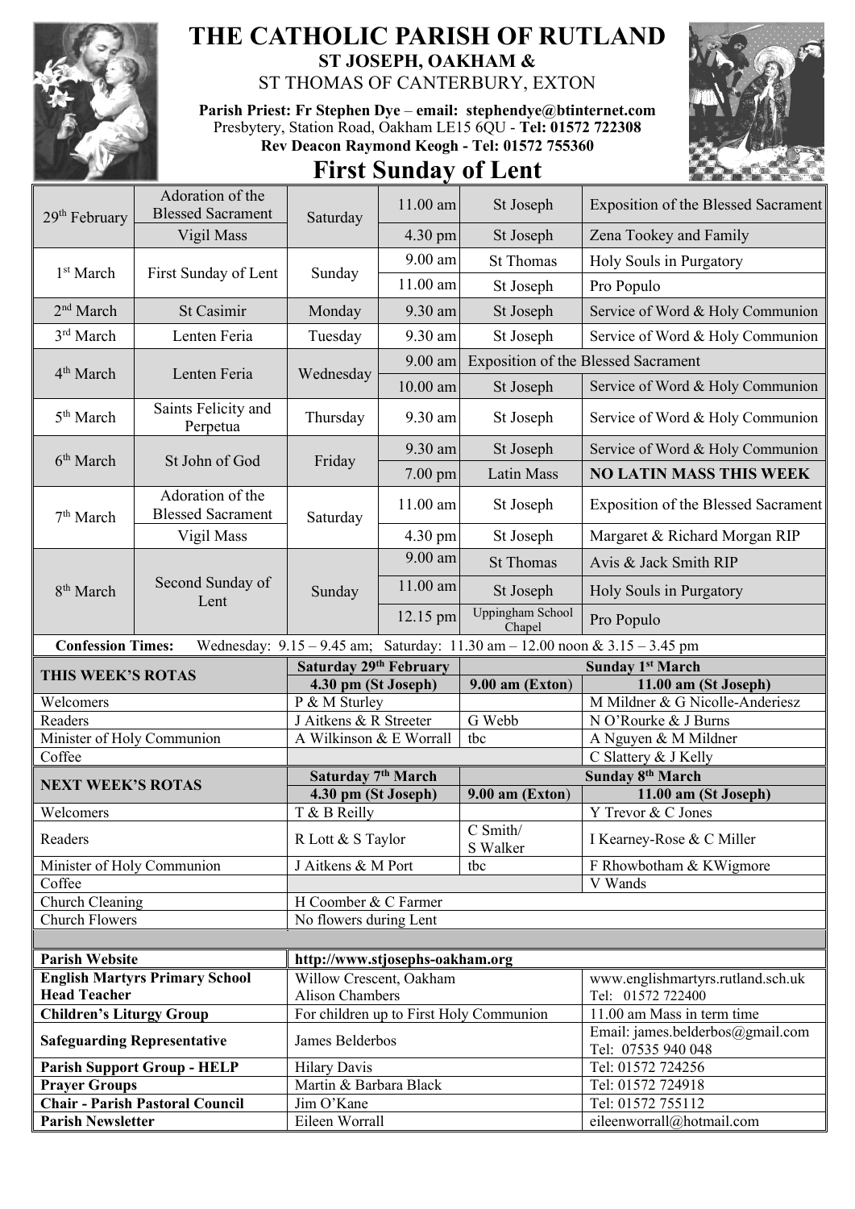# THE CATHOLIC PARISH OF RUTLAND

**ST JOSEPH, OAKHAM &**

ST THOMAS OF CANTERBURY, EXTON

**Parish Priest: Fr Stephen Dye** – **email: stephendye@btinternet.com**
Presbytery, Station Road, Oakham LE15 6QU - **Tel: 01572 722308**
**Rev Deacon Raymond Keogh - Tel: 01572 755360**

## First Sunday of Lent

| Date | Feast | Day | Time | Place | Intention |
|---|---|---|---|---|---|
| 29th February | Adoration of the Blessed Sacrament | Saturday | 11.00 am | St Joseph | Exposition of the Blessed Sacrament |
| | Vigil Mass | | 4.30 pm | St Joseph | Zena Tookey and Family |
| 1st March | First Sunday of Lent | Sunday | 9.00 am | St Thomas | Holy Souls in Purgatory |
| | | | 11.00 am | St Joseph | Pro Populo |
| 2nd March | St Casimir | Monday | 9.30 am | St Joseph | Service of Word & Holy Communion |
| 3rd March | Lenten Feria | Tuesday | 9.30 am | St Joseph | Service of Word & Holy Communion |
| 4th March | Lenten Feria | Wednesday | 9.00 am | Exposition of the Blessed Sacrament | |
| | | | 10.00 am | St Joseph | Service of Word & Holy Communion |
| 5th March | Saints Felicity and Perpetua | Thursday | 9.30 am | St Joseph | Service of Word & Holy Communion |
| 6th March | St John of God | Friday | 9.30 am | St Joseph | Service of Word & Holy Communion |
| | | | 7.00 pm | Latin Mass | **NO LATIN MASS THIS WEEK** |
| 7th March | Adoration of the Blessed Sacrament | Saturday | 11.00 am | St Joseph | Exposition of the Blessed Sacrament |
| | Vigil Mass | | 4.30 pm | St Joseph | Margaret & Richard Morgan RIP |
| 8th March | Second Sunday of Lent | Sunday | 9.00 am | St Thomas | Avis & Jack Smith RIP |
| | | | 11.00 am | St Joseph | Holy Souls in Purgatory |
| | | | 12.15 pm | Uppingham School Chapel | Pro Populo |

**Confession Times:** Wednesday: 9.15 – 9.45 am; Saturday: 11.30 am – 12.00 noon & 3.15 – 3.45 pm

| **THIS WEEK'S ROTAS** | **Saturday 29th February 4.30 pm (St Joseph)** | **Sunday 1st March 9.00 am (Exton)** | **Sunday 1st March 11.00 am (St Joseph)** |
|---|---|---|---|
| Welcomers | P & M Sturley | | M Mildner & G Nicolle-Anderiesz |
| Readers | J Aitkens & R Streeter | G Webb | N O'Rourke & J Burns |
| Minister of Holy Communion | A Wilkinson & E Worrall | tbc | A Nguyen & M Mildner |
| Coffee | | | C Slattery & J Kelly |

| **NEXT WEEK'S ROTAS** | **Saturday 7th March 4.30 pm (St Joseph)** | **Sunday 8th March 9.00 am (Exton)** | **Sunday 8th March 11.00 am (St Joseph)** |
|---|---|---|---|
| Welcomers | T & B Reilly | | Y Trevor & C Jones |
| Readers | R Lott & S Taylor | C Smith/ S Walker | I Kearney-Rose & C Miller |
| Minister of Holy Communion | J Aitkens & M Port | tbc | F Rhowbotham & KWigmore |
| Coffee | | | V Wands |
| Church Cleaning | H Coomber & C Farmer | | |
| Church Flowers | No flowers during Lent | | |

| | | |
|---|---|---|
| **Parish Website** | **http://www.stjosephs-oakham.org** | |
| **English Martyrs Primary School Head Teacher** | Willow Crescent, Oakham Alison Chambers | www.englishmartyrs.rutland.sch.uk Tel: 01572 722400 |
| **Children's Liturgy Group** | For children up to First Holy Communion | 11.00 am Mass in term time |
| **Safeguarding Representative** | James Belderbos | Email: james.belderbos@gmail.com Tel: 07535 940 048 |
| **Parish Support Group - HELP** | Hilary Davis | Tel: 01572 724256 |
| **Prayer Groups** | Martin & Barbara Black | Tel: 01572 724918 |
| **Chair - Parish Pastoral Council** | Jim O'Kane | Tel: 01572 755112 |
| **Parish Newsletter** | Eileen Worrall | eileenworrall@hotmail.com |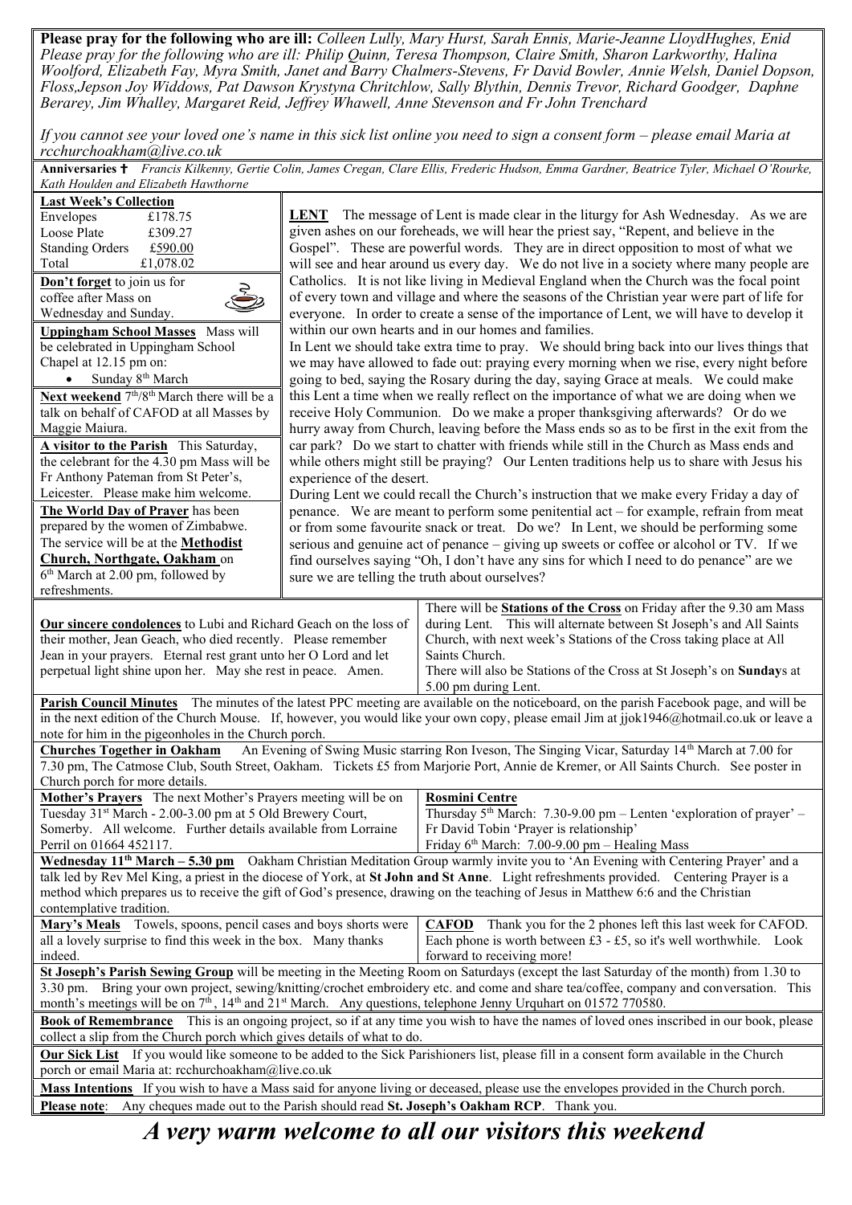**Please pray for the following who are ill:** *Colleen Lully, Mary Hurst, Sarah Ennis, Marie-Jeanne LloydHughes, Enid Please pray for the following who are ill: Philip Quinn, Teresa Thompson, Claire Smith, Sharon Larkworthy, Halina Woolford, Elizabeth Fay, Myra Smith, Janet and Barry Chalmers-Stevens, Fr David Bowler, Annie Welsh, Daniel Dopson, Floss,Jepson Joy Widdows, Pat Dawson Krystyna Chritchlow, Sally Blythin, Dennis Trevor, Richard Goodger, Daphne Berarey, Jim Whalley, Margaret Reid, Jeffrey Whawell, Anne Stevenson and Fr John Trenchard*

*If you cannot see your loved one's name in this sick list online you need to sign a consent form – please email Maria at rcchurchoakham@live.co.uk*

**Anniversaries ✝** *Francis Kilkenny, Gertie Colin, James Cregan, Clare Ellis, Frederic Hudson, Emma Gardner, Beatrice Tyler, Michael O'Rourke, Kath Houlden and Elizabeth Hawthorne*

**Last Week's Collection**

| | |
|---|---|
| Envelopes | £178.75 |
| Loose Plate | £309.27 |
| Standing Orders | £590.00 |
| Total | £1,078.02 |

**Don't forget** to join us for coffee after Mass on Wednesday and Sunday.

**Uppingham School Masses** Mass will be celebrated in Uppingham School Chapel at 12.15 pm on:

- Sunday 8th March

**Next weekend** 7th/8th March there will be a talk on behalf of CAFOD at all Masses by Maggie Maiura.

**A visitor to the Parish** This Saturday, the celebrant for the 4.30 pm Mass will be Fr Anthony Pateman from St Peter's, Leicester. Please make him welcome.

**The World Day of Prayer** has been prepared by the women of Zimbabwe. The service will be at the **Methodist Church, Northgate, Oakham** on 6th March at 2.00 pm, followed by refreshments.

**LENT** The message of Lent is made clear in the liturgy for Ash Wednesday. As we are given ashes on our foreheads, we will hear the priest say, "Repent, and believe in the Gospel". These are powerful words. They are in direct opposition to most of what we will see and hear around us every day. We do not live in a society where many people are Catholics. It is not like living in Medieval England when the Church was the focal point of every town and village and where the seasons of the Christian year were part of life for everyone. In order to create a sense of the importance of Lent, we will have to develop it within our own hearts and in our homes and families.

In Lent we should take extra time to pray. We should bring back into our lives things that we may have allowed to fade out: praying every morning when we rise, every night before going to bed, saying the Rosary during the day, saying Grace at meals. We could make this Lent a time when we really reflect on the importance of what we are doing when we receive Holy Communion. Do we make a proper thanksgiving afterwards? Or do we hurry away from Church, leaving before the Mass ends so as to be first in the exit from the car park? Do we start to chatter with friends while still in the Church as Mass ends and while others might still be praying? Our Lenten traditions help us to share with Jesus his experience of the desert.

During Lent we could recall the Church's instruction that we make every Friday a day of penance. We are meant to perform some penitential act – for example, refrain from meat or from some favourite snack or treat. Do we? In Lent, we should be performing some serious and genuine act of penance – giving up sweets or coffee or alcohol or TV. If we find ourselves saying "Oh, I don't have any sins for which I need to do penance" are we sure we are telling the truth about ourselves?

**Our sincere condolences** to Lubi and Richard Geach on the loss of their mother, Jean Geach, who died recently. Please remember Jean in your prayers. Eternal rest grant unto her O Lord and let perpetual light shine upon her. May she rest in peace. Amen.

There will be **Stations of the Cross** on Friday after the 9.30 am Mass during Lent. This will alternate between St Joseph's and All Saints Church, with next week's Stations of the Cross taking place at All Saints Church.
There will also be Stations of the Cross at St Joseph's on **Sunday**s at 5.00 pm during Lent.

**Parish Council Minutes** The minutes of the latest PPC meeting are available on the noticeboard, on the parish Facebook page, and will be in the next edition of the Church Mouse. If, however, you would like your own copy, please email Jim at jjok1946@hotmail.co.uk or leave a note for him in the pigeonholes in the Church porch.

**Churches Together in Oakham** An Evening of Swing Music starring Ron Iveson, The Singing Vicar, Saturday 14th March at 7.00 for 7.30 pm, The Catmose Club, South Street, Oakham. Tickets £5 from Marjorie Port, Annie de Kremer, or All Saints Church. See poster in Church porch for more details.

**Mother's Prayers** The next Mother's Prayers meeting will be on Tuesday 31st March - 2.00-3.00 pm at 5 Old Brewery Court, Somerby. All welcome. Further details available from Lorraine Perril on 01664 452117.

**Rosmini Centre**
Thursday 5th March: 7.30-9.00 pm – Lenten 'exploration of prayer' – Fr David Tobin 'Prayer is relationship'
Friday 6th March: 7.00-9.00 pm – Healing Mass

**Wednesday 11th March – 5.30 pm** Oakham Christian Meditation Group warmly invite you to 'An Evening with Centering Prayer' and a talk led by Rev Mel King, a priest in the diocese of York, at **St John and St Anne**. Light refreshments provided. Centering Prayer is a method which prepares us to receive the gift of God's presence, drawing on the teaching of Jesus in Matthew 6:6 and the Christian contemplative tradition.

**Mary's Meals** Towels, spoons, pencil cases and boys shorts were all a lovely surprise to find this week in the box. Many thanks indeed.

**CAFOD** Thank you for the 2 phones left this last week for CAFOD. Each phone is worth between £3 - £5, so it's well worthwhile. Look forward to receiving more!

**St Joseph's Parish Sewing Group** will be meeting in the Meeting Room on Saturdays (except the last Saturday of the month) from 1.30 to 3.30 pm. Bring your own project, sewing/knitting/crochet embroidery etc. and come and share tea/coffee, company and conversation. This month's meetings will be on 7th, 14th and 21st March. Any questions, telephone Jenny Urquhart on 01572 770580.

**Book of Remembrance** This is an ongoing project, so if at any time you wish to have the names of loved ones inscribed in our book, please collect a slip from the Church porch which gives details of what to do.

**Our Sick List** If you would like someone to be added to the Sick Parishioners list, please fill in a consent form available in the Church porch or email Maria at: rcchurchoakham@live.co.uk

**Mass Intentions** If you wish to have a Mass said for anyone living or deceased, please use the envelopes provided in the Church porch.

**Please note**: Any cheques made out to the Parish should read **St. Joseph's Oakham RCP**. Thank you.

***A very warm welcome to all our visitors this weekend***